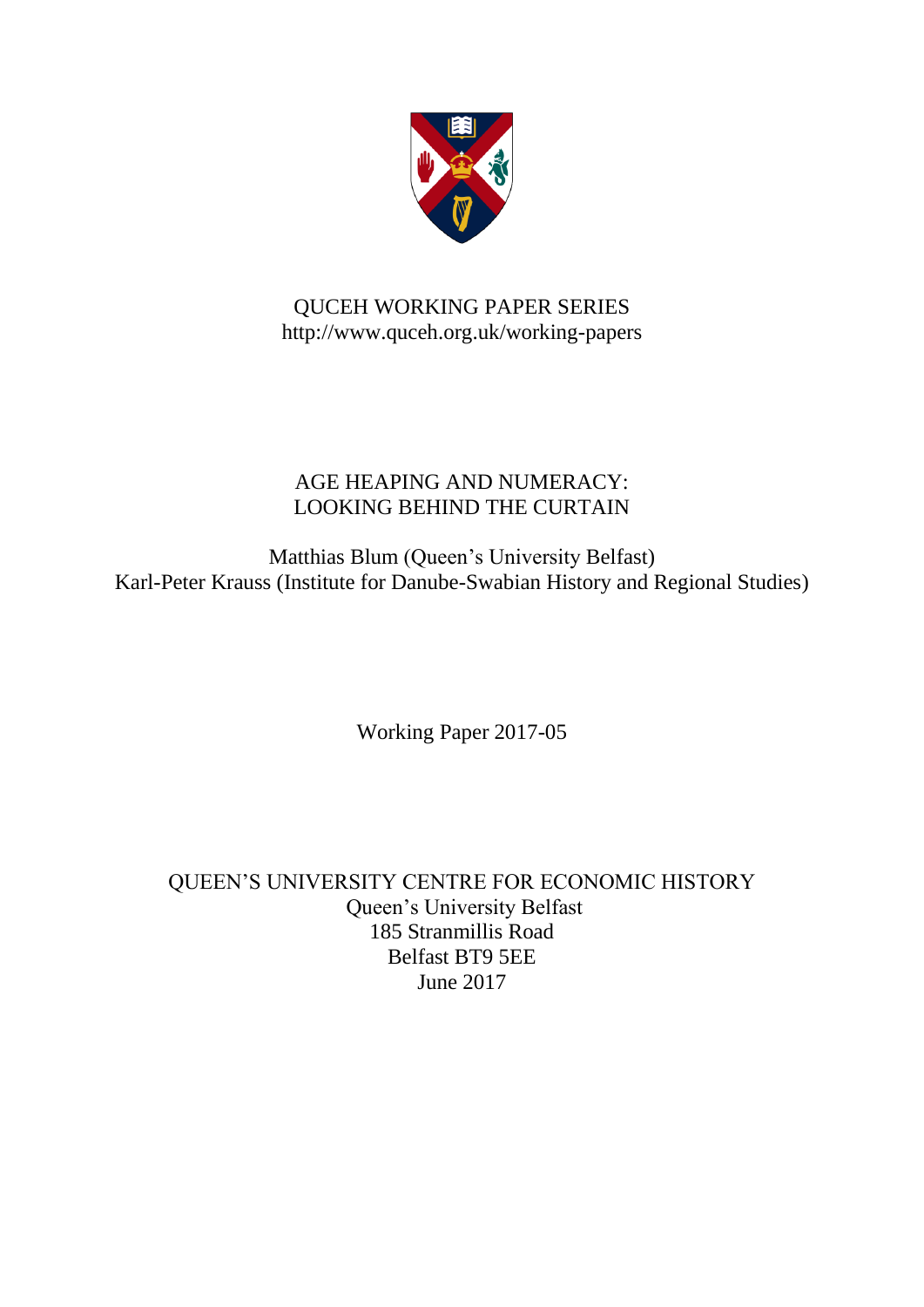QUCEH WORKING PAPER SERIES
http://www.quceh.org.uk/working-papers

# AGE HEAPING AND NUMERACY: LOOKING BEHIND THE CURTAIN

Matthias Blum (Queen's University Belfast)
Karl-Peter Krauss (Institute for Danube-Swabian History and Regional Studies)

Working Paper 2017-05

QUEEN'S UNIVERSITY CENTRE FOR ECONOMIC HISTORY
Queen's University Belfast
185 Stranmillis Road
Belfast BT9 5EE
June 2017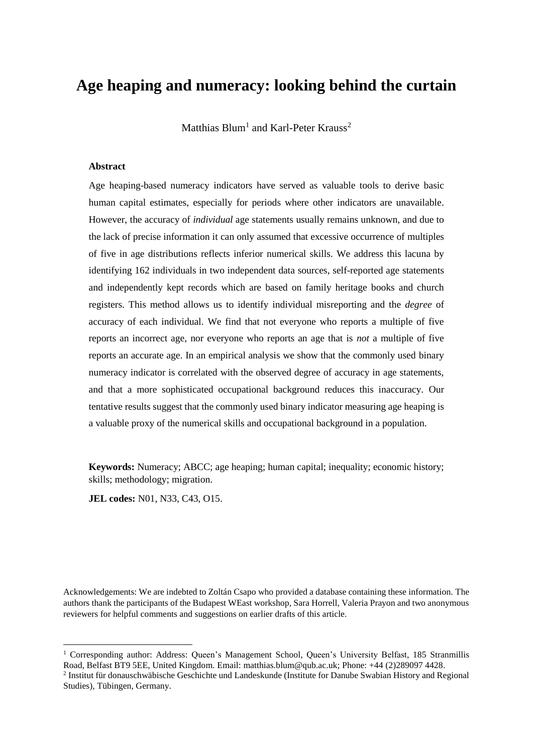// Title
# Age heaping and numeracy: looking behind the curtain

Matthias Blum[1] and Karl-Peter Krauss[2]

**Abstract**

Age heaping-based numeracy indicators have served as valuable tools to derive basic human capital estimates, especially for periods where other indicators are unavailable. However, the accuracy of *individual* age statements usually remains unknown, and due to the lack of precise information it can only assumed that excessive occurrence of multiples of five in age distributions reflects inferior numerical skills. We address this lacuna by identifying 162 individuals in two independent data sources, self-reported age statements and independently kept records which are based on family heritage books and church registers. This method allows us to identify individual misreporting and the *degree* of accuracy of each individual. We find that not everyone who reports a multiple of five reports an incorrect age, nor everyone who reports an age that is *not* a multiple of five reports an accurate age. In an empirical analysis we show that the commonly used binary numeracy indicator is correlated with the observed degree of accuracy in age statements, and that a more sophisticated occupational background reduces this inaccuracy. Our tentative results suggest that the commonly used binary indicator measuring age heaping is a valuable proxy of the numerical skills and occupational background in a population.

**Keywords:** Numeracy; ABCC; age heaping; human capital; inequality; economic history; skills; methodology; migration.

**JEL codes:** N01, N33, C43, O15.

Acknowledgements: We are indebted to Zoltán Csapo who provided a database containing these information. The authors thank the participants of the Budapest WEast workshop, Sara Horrell, Valeria Prayon and two anonymous reviewers for helpful comments and suggestions on earlier drafts of this article.

[1] Corresponding author: Address: Queen's Management School, Queen's University Belfast, 185 Stranmillis Road, Belfast BT9 5EE, United Kingdom. Email: matthias.blum@qub.ac.uk; Phone: +44 (2)289097 4428.

[2] Institut für donauschwäbische Geschichte und Landeskunde (Institute for Danube Swabian History and Regional Studies), Tübingen, Germany.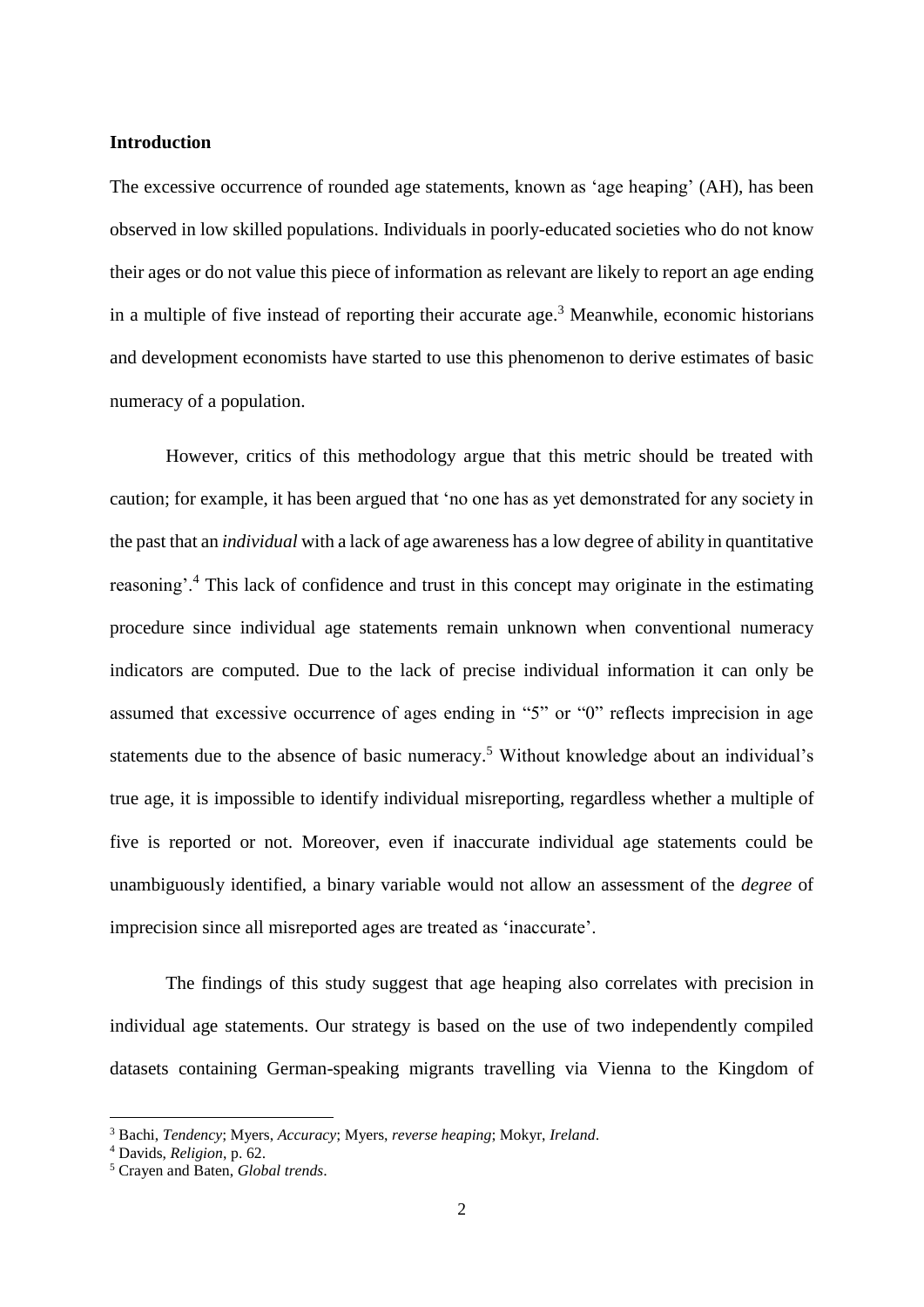## Introduction

The excessive occurrence of rounded age statements, known as 'age heaping' (AH), has been observed in low skilled populations. Individuals in poorly-educated societies who do not know their ages or do not value this piece of information as relevant are likely to report an age ending in a multiple of five instead of reporting their accurate age.[3] Meanwhile, economic historians and development economists have started to use this phenomenon to derive estimates of basic numeracy of a population.

However, critics of this methodology argue that this metric should be treated with caution; for example, it has been argued that 'no one has as yet demonstrated for any society in the past that an *individual* with a lack of age awareness has a low degree of ability in quantitative reasoning'.[4] This lack of confidence and trust in this concept may originate in the estimating procedure since individual age statements remain unknown when conventional numeracy indicators are computed. Due to the lack of precise individual information it can only be assumed that excessive occurrence of ages ending in "5" or "0" reflects imprecision in age statements due to the absence of basic numeracy.[5] Without knowledge about an individual's true age, it is impossible to identify individual misreporting, regardless whether a multiple of five is reported or not. Moreover, even if inaccurate individual age statements could be unambiguously identified, a binary variable would not allow an assessment of the *degree* of imprecision since all misreported ages are treated as 'inaccurate'.

The findings of this study suggest that age heaping also correlates with precision in individual age statements. Our strategy is based on the use of two independently compiled datasets containing German-speaking migrants travelling via Vienna to the Kingdom of

---

[3] Bachi, *Tendency*; Myers, *Accuracy*; Myers, *reverse heaping*; Mokyr, *Ireland*.

[4] Davids, *Religion*, p. 62.

[5] Crayen and Baten, *Global trends*.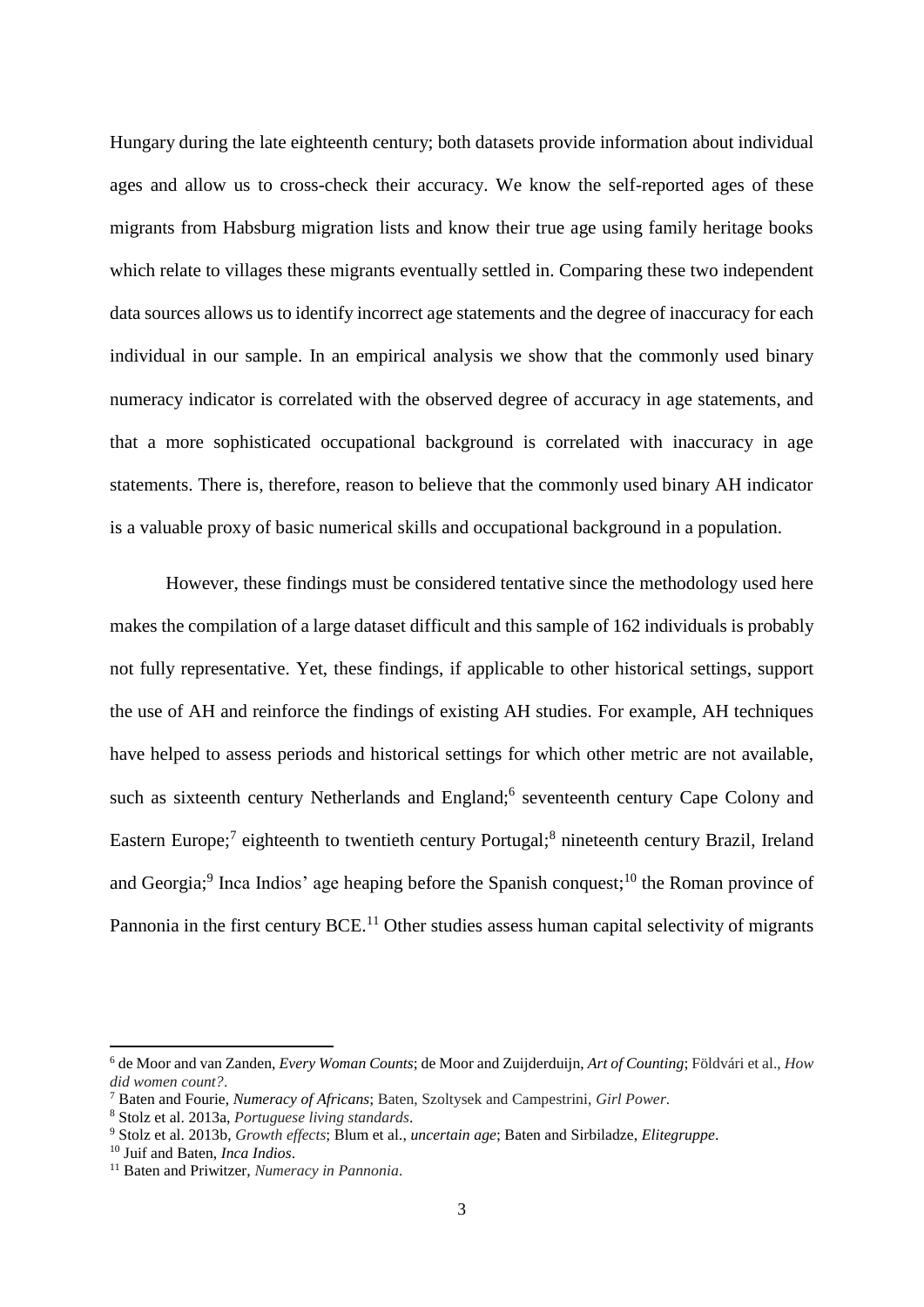Hungary during the late eighteenth century; both datasets provide information about individual ages and allow us to cross-check their accuracy. We know the self-reported ages of these migrants from Habsburg migration lists and know their true age using family heritage books which relate to villages these migrants eventually settled in. Comparing these two independent data sources allows us to identify incorrect age statements and the degree of inaccuracy for each individual in our sample. In an empirical analysis we show that the commonly used binary numeracy indicator is correlated with the observed degree of accuracy in age statements, and that a more sophisticated occupational background is correlated with inaccuracy in age statements. There is, therefore, reason to believe that the commonly used binary AH indicator is a valuable proxy of basic numerical skills and occupational background in a population.

However, these findings must be considered tentative since the methodology used here makes the compilation of a large dataset difficult and this sample of 162 individuals is probably not fully representative. Yet, these findings, if applicable to other historical settings, support the use of AH and reinforce the findings of existing AH studies. For example, AH techniques have helped to assess periods and historical settings for which other metric are not available, such as sixteenth century Netherlands and England;[6] seventeenth century Cape Colony and Eastern Europe;[7] eighteenth to twentieth century Portugal;[8] nineteenth century Brazil, Ireland and Georgia;[9] Inca Indios' age heaping before the Spanish conquest;[10] the Roman province of Pannonia in the first century BCE.[11] Other studies assess human capital selectivity of migrants

---

[6] de Moor and van Zanden, *Every Woman Counts*; de Moor and Zuijderduijn, *Art of Counting*; Földvári et al., *How did women count?*.

[7] Baten and Fourie, *Numeracy of Africans*; Baten, Szoltysek and Campestrini, *Girl Power*.

[8] Stolz et al. 2013a, *Portuguese living standards*.

[9] Stolz et al. 2013b, *Growth effects*; Blum et al., *uncertain age*; Baten and Sirbiladze, *Elitegruppe*.

[10] Juif and Baten, *Inca Indios*.

[11] Baten and Priwitzer, *Numeracy in Pannonia*.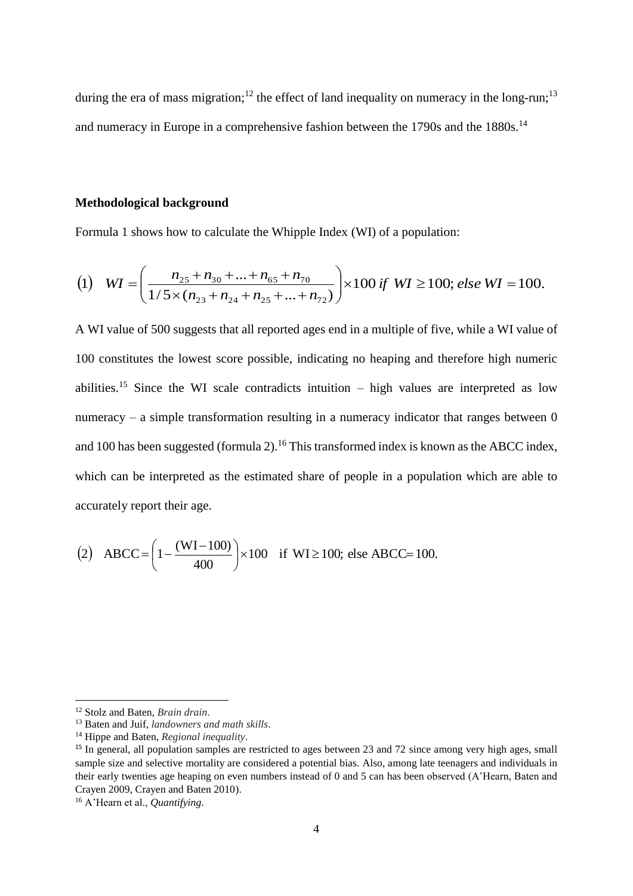during the era of mass migration;[12] the effect of land inequality on numeracy in the long-run;[13] and numeracy in Europe in a comprehensive fashion between the 1790s and the 1880s.[14]

**Methodological background**

Formula 1 shows how to calculate the Whipple Index (WI) of a population:

$$(1) \quad WI = \left( \frac{n_{25} + n_{30} + ... + n_{65} + n_{70}}{1/5 \times (n_{23} + n_{24} + n_{25} + ... + n_{72})} \right) \times 100 \; if \;\; WI \geq 100; \, else \; WI = 100.$$

A WI value of 500 suggests that all reported ages end in a multiple of five, while a WI value of 100 constitutes the lowest score possible, indicating no heaping and therefore high numeric abilities.[15] Since the WI scale contradicts intuition – high values are interpreted as low numeracy – a simple transformation resulting in a numeracy indicator that ranges between 0 and 100 has been suggested (formula 2).[16] This transformed index is known as the ABCC index, which can be interpreted as the estimated share of people in a population which are able to accurately report their age.

$$(2) \quad \text{ABCC} = \left( 1 - \frac{(\text{WI} - 100)}{400} \right) \times 100 \quad \text{if WI} \geq 100\text{; else ABCC} = 100.$$

---

[12] Stolz and Baten, *Brain drain*.

[13] Baten and Juif, *landowners and math skills*.

[14] Hippe and Baten, *Regional inequality*.

[15] In general, all population samples are restricted to ages between 23 and 72 since among very high ages, small sample size and selective mortality are considered a potential bias. Also, among late teenagers and individuals in their early twenties age heaping on even numbers instead of 0 and 5 can has been observed (A'Hearn, Baten and Crayen 2009, Crayen and Baten 2010).

[16] A'Hearn et al., *Quantifying*.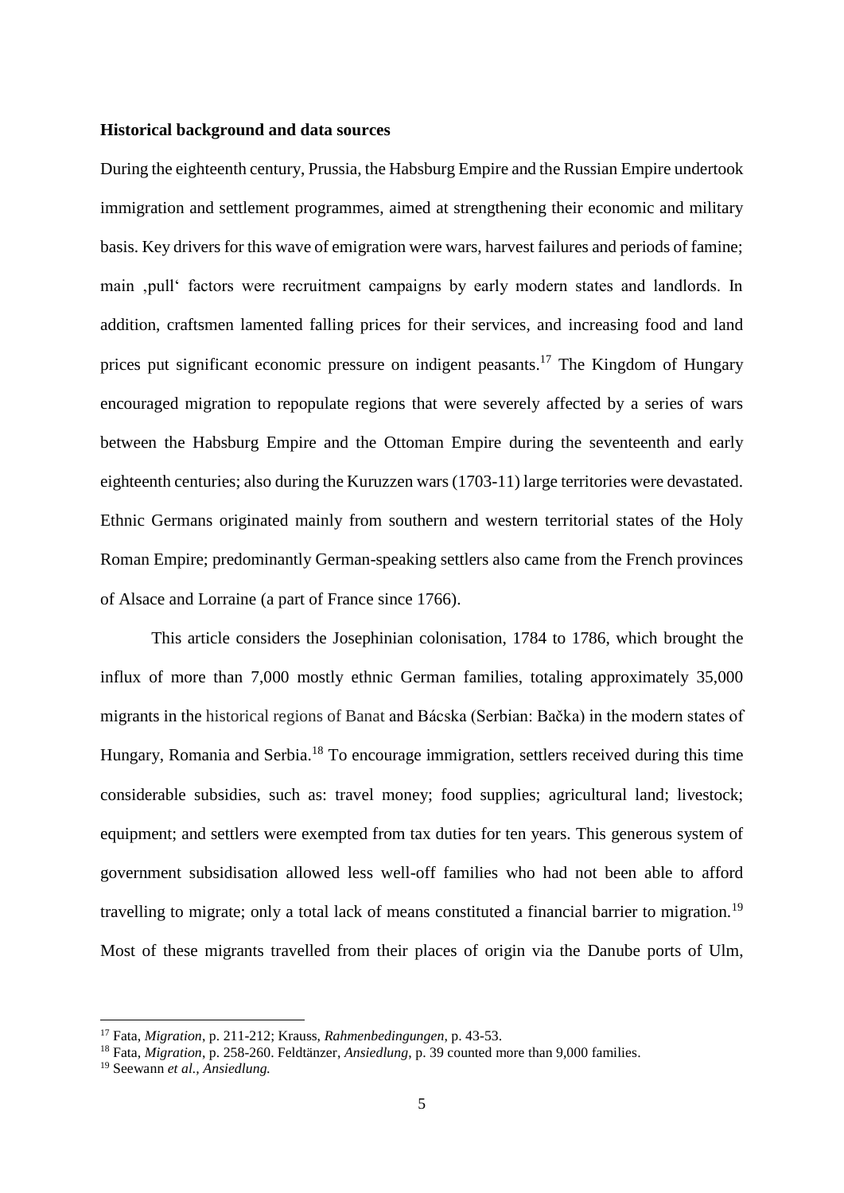**Historical background and data sources**

During the eighteenth century, Prussia, the Habsburg Empire and the Russian Empire undertook immigration and settlement programmes, aimed at strengthening their economic and military basis. Key drivers for this wave of emigration were wars, harvest failures and periods of famine; main ‚pull' factors were recruitment campaigns by early modern states and landlords. In addition, craftsmen lamented falling prices for their services, and increasing food and land prices put significant economic pressure on indigent peasants.[17] The Kingdom of Hungary encouraged migration to repopulate regions that were severely affected by a series of wars between the Habsburg Empire and the Ottoman Empire during the seventeenth and early eighteenth centuries; also during the Kuruzzen wars (1703-11) large territories were devastated. Ethnic Germans originated mainly from southern and western territorial states of the Holy Roman Empire; predominantly German-speaking settlers also came from the French provinces of Alsace and Lorraine (a part of France since 1766).

This article considers the Josephinian colonisation, 1784 to 1786, which brought the influx of more than 7,000 mostly ethnic German families, totaling approximately 35,000 migrants in the historical regions of Banat and Bácska (Serbian: Bačka) in the modern states of Hungary, Romania and Serbia.[18] To encourage immigration, settlers received during this time considerable subsidies, such as: travel money; food supplies; agricultural land; livestock; equipment; and settlers were exempted from tax duties for ten years. This generous system of government subsidisation allowed less well-off families who had not been able to afford travelling to migrate; only a total lack of means constituted a financial barrier to migration.[19] Most of these migrants travelled from their places of origin via the Danube ports of Ulm,

[17] Fata, *Migration*, p. 211-212; Krauss, *Rahmenbedingungen*, p. 43-53.

[18] Fata, *Migration*, p. 258-260. Feldtänzer, *Ansiedlung*, p. 39 counted more than 9,000 families.

[19] Seewann *et al., Ansiedlung.*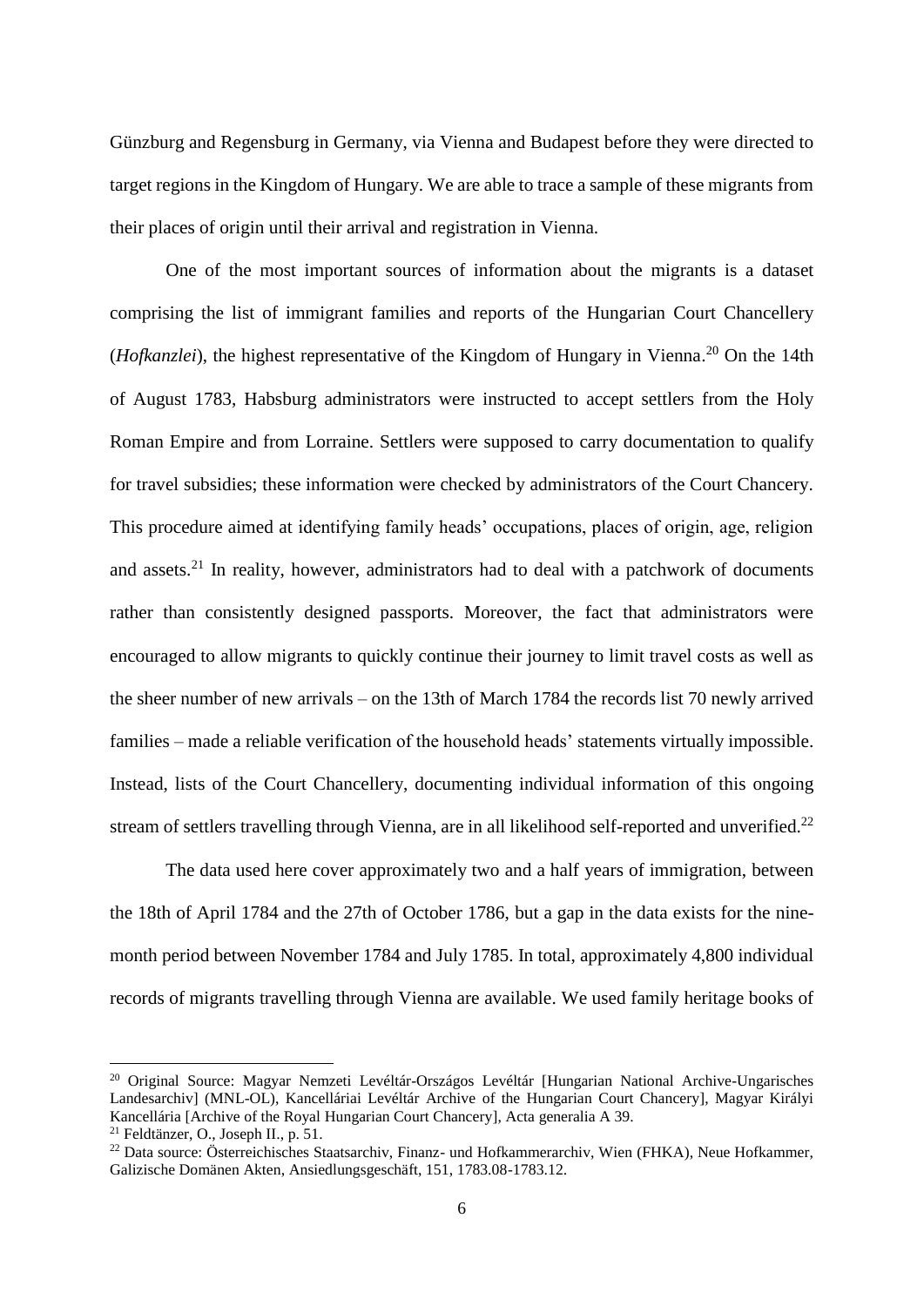Günzburg and Regensburg in Germany, via Vienna and Budapest before they were directed to target regions in the Kingdom of Hungary. We are able to trace a sample of these migrants from their places of origin until their arrival and registration in Vienna.

One of the most important sources of information about the migrants is a dataset comprising the list of immigrant families and reports of the Hungarian Court Chancellery (*Hofkanzlei*), the highest representative of the Kingdom of Hungary in Vienna.[20] On the 14th of August 1783, Habsburg administrators were instructed to accept settlers from the Holy Roman Empire and from Lorraine. Settlers were supposed to carry documentation to qualify for travel subsidies; these information were checked by administrators of the Court Chancery. This procedure aimed at identifying family heads' occupations, places of origin, age, religion and assets.[21] In reality, however, administrators had to deal with a patchwork of documents rather than consistently designed passports. Moreover, the fact that administrators were encouraged to allow migrants to quickly continue their journey to limit travel costs as well as the sheer number of new arrivals – on the 13th of March 1784 the records list 70 newly arrived families – made a reliable verification of the household heads' statements virtually impossible. Instead, lists of the Court Chancellery, documenting individual information of this ongoing stream of settlers travelling through Vienna, are in all likelihood self-reported and unverified.[22]

The data used here cover approximately two and a half years of immigration, between the 18th of April 1784 and the 27th of October 1786, but a gap in the data exists for the nine-month period between November 1784 and July 1785. In total, approximately 4,800 individual records of migrants travelling through Vienna are available. We used family heritage books of

---

[20] Original Source: Magyar Nemzeti Levéltár-Országos Levéltár [Hungarian National Archive-Ungarisches Landesarchiv] (MNL-OL), Kancelláriai Levéltár Archive of the Hungarian Court Chancery], Magyar Királyi Kancellária [Archive of the Royal Hungarian Court Chancery], Acta generalia A 39.

[21] Feldtänzer, O., Joseph II., p. 51.

[22] Data source: Österreichisches Staatsarchiv, Finanz- und Hofkammerarchiv, Wien (FHKA), Neue Hofkammer, Galizische Domänen Akten, Ansiedlungsgeschäft, 151, 1783.08-1783.12.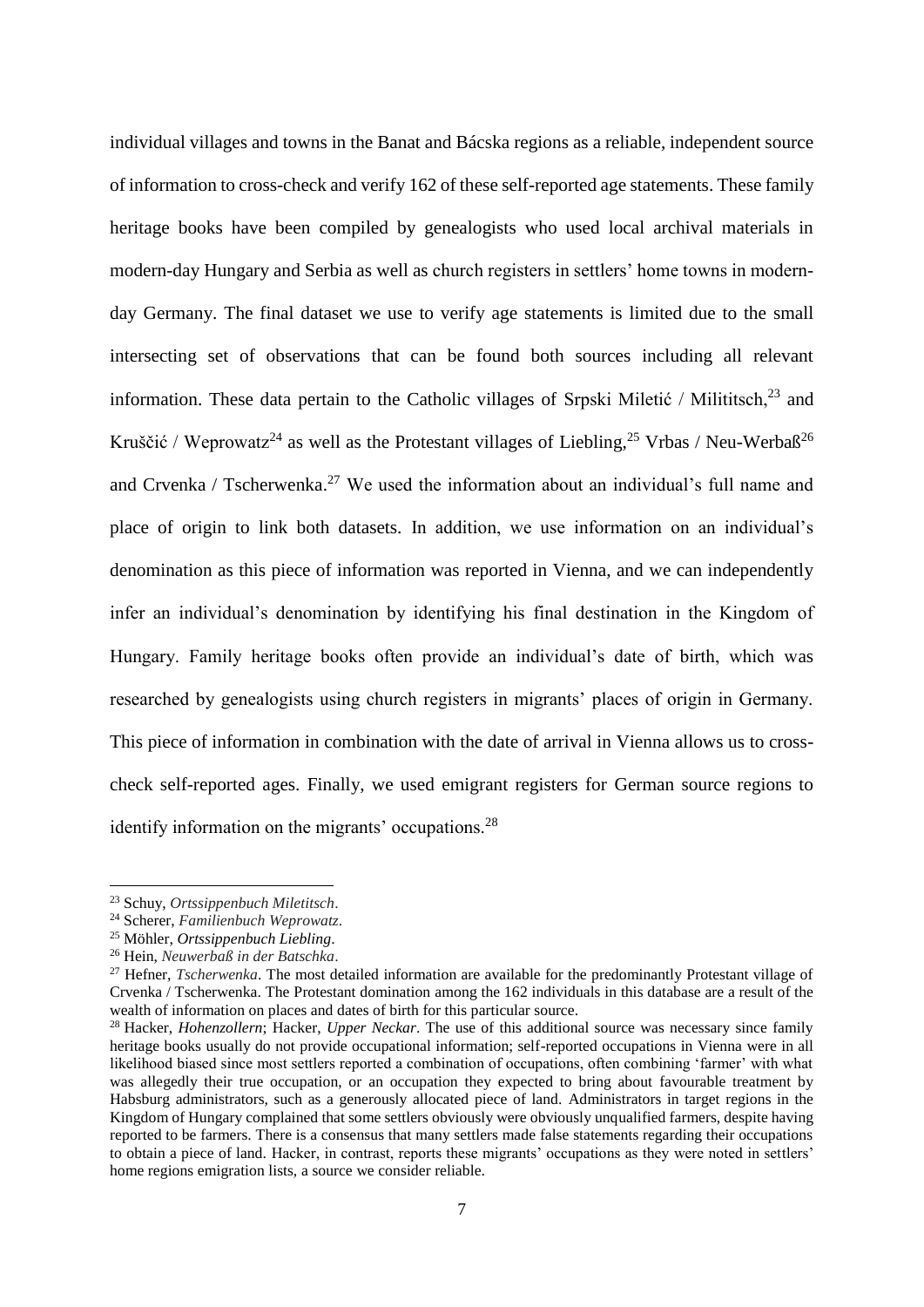individual villages and towns in the Banat and Bácska regions as a reliable, independent source of information to cross-check and verify 162 of these self-reported age statements. These family heritage books have been compiled by genealogists who used local archival materials in modern-day Hungary and Serbia as well as church registers in settlers' home towns in modern-day Germany. The final dataset we use to verify age statements is limited due to the small intersecting set of observations that can be found both sources including all relevant information. These data pertain to the Catholic villages of Srpski Miletić / Milititsch,[23] and Kruščić / Weprowatz[24] as well as the Protestant villages of Liebling,[25] Vrbas / Neu-Werbaß[26] and Crvenka / Tscherwenka.[27] We used the information about an individual's full name and place of origin to link both datasets. In addition, we use information on an individual's denomination as this piece of information was reported in Vienna, and we can independently infer an individual's denomination by identifying his final destination in the Kingdom of Hungary. Family heritage books often provide an individual's date of birth, which was researched by genealogists using church registers in migrants' places of origin in Germany. This piece of information in combination with the date of arrival in Vienna allows us to cross-check self-reported ages. Finally, we used emigrant registers for German source regions to identify information on the migrants' occupations.[28]

---

[23] Schuy, *Ortssippenbuch Miletitsch*.

[24] Scherer, *Familienbuch Weprowatz*.

[25] Möhler, *Ortssippenbuch Liebling*.

[26] Hein, *Neuwerbaß in der Batschka*.

[27] Hefner, *Tscherwenka*. The most detailed information are available for the predominantly Protestant village of Crvenka / Tscherwenka. The Protestant domination among the 162 individuals in this database are a result of the wealth of information on places and dates of birth for this particular source.

[28] Hacker, *Hohenzollern*; Hacker, *Upper Neckar*. The use of this additional source was necessary since family heritage books usually do not provide occupational information; self-reported occupations in Vienna were in all likelihood biased since most settlers reported a combination of occupations, often combining 'farmer' with what was allegedly their true occupation, or an occupation they expected to bring about favourable treatment by Habsburg administrators, such as a generously allocated piece of land. Administrators in target regions in the Kingdom of Hungary complained that some settlers obviously were obviously unqualified farmers, despite having reported to be farmers. There is a consensus that many settlers made false statements regarding their occupations to obtain a piece of land. Hacker, in contrast, reports these migrants' occupations as they were noted in settlers' home regions emigration lists, a source we consider reliable.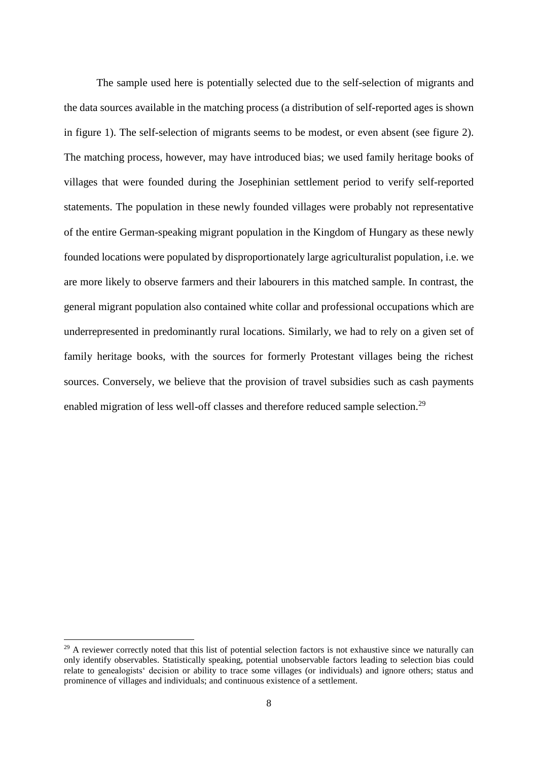The sample used here is potentially selected due to the self-selection of migrants and the data sources available in the matching process (a distribution of self-reported ages is shown in figure 1). The self-selection of migrants seems to be modest, or even absent (see figure 2). The matching process, however, may have introduced bias; we used family heritage books of villages that were founded during the Josephinian settlement period to verify self-reported statements. The population in these newly founded villages were probably not representative of the entire German-speaking migrant population in the Kingdom of Hungary as these newly founded locations were populated by disproportionately large agriculturalist population, i.e. we are more likely to observe farmers and their labourers in this matched sample. In contrast, the general migrant population also contained white collar and professional occupations which are underrepresented in predominantly rural locations. Similarly, we had to rely on a given set of family heritage books, with the sources for formerly Protestant villages being the richest sources. Conversely, we believe that the provision of travel subsidies such as cash payments enabled migration of less well-off classes and therefore reduced sample selection.[29]

[29] A reviewer correctly noted that this list of potential selection factors is not exhaustive since we naturally can only identify observables. Statistically speaking, potential unobservable factors leading to selection bias could relate to genealogists‘ decision or ability to trace some villages (or individuals) and ignore others; status and prominence of villages and individuals; and continuous existence of a settlement.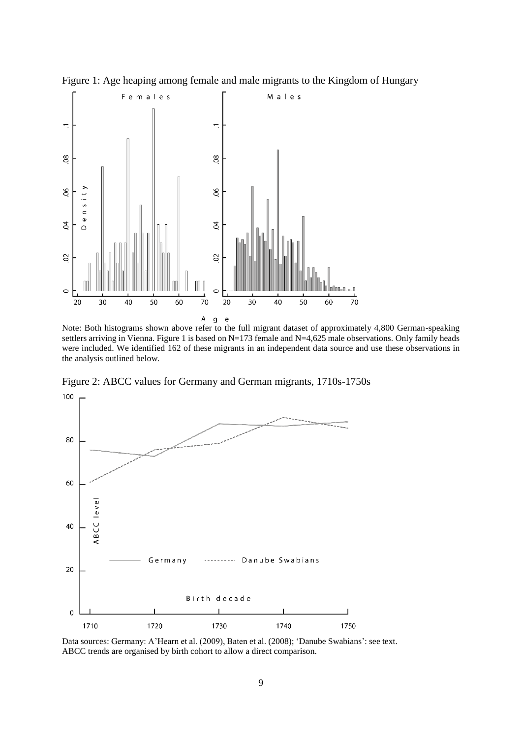Figure 1: Age heaping among female and male migrants to the Kingdom of Hungary

Note: Both histograms shown above refer to the full migrant dataset of approximately 4,800 German-speaking settlers arriving in Vienna. Figure 1 is based on N=173 female and N=4,625 male observations. Only family heads were included. We identified 162 of these migrants in an independent data source and use these observations in the analysis outlined below.

Figure 2: ABCC values for Germany and German migrants, 1710s-1750s

Data sources: Germany: A'Hearn et al. (2009), Baten et al. (2008); 'Danube Swabians': see text. ABCC trends are organised by birth cohort to allow a direct comparison.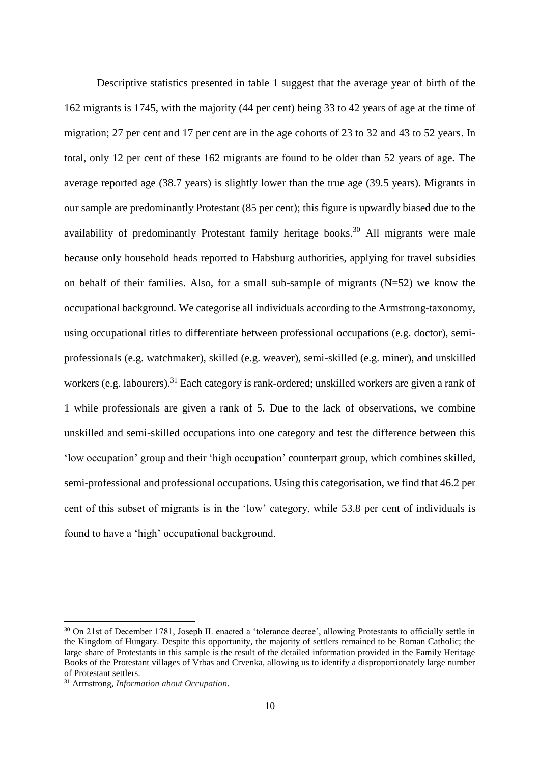Descriptive statistics presented in table 1 suggest that the average year of birth of the 162 migrants is 1745, with the majority (44 per cent) being 33 to 42 years of age at the time of migration; 27 per cent and 17 per cent are in the age cohorts of 23 to 32 and 43 to 52 years. In total, only 12 per cent of these 162 migrants are found to be older than 52 years of age. The average reported age (38.7 years) is slightly lower than the true age (39.5 years). Migrants in our sample are predominantly Protestant (85 per cent); this figure is upwardly biased due to the availability of predominantly Protestant family heritage books.[30] All migrants were male because only household heads reported to Habsburg authorities, applying for travel subsidies on behalf of their families. Also, for a small sub-sample of migrants (N=52) we know the occupational background. We categorise all individuals according to the Armstrong-taxonomy, using occupational titles to differentiate between professional occupations (e.g. doctor), semi-professionals (e.g. watchmaker), skilled (e.g. weaver), semi-skilled (e.g. miner), and unskilled workers (e.g. labourers).[31] Each category is rank-ordered; unskilled workers are given a rank of 1 while professionals are given a rank of 5. Due to the lack of observations, we combine unskilled and semi-skilled occupations into one category and test the difference between this 'low occupation' group and their 'high occupation' counterpart group, which combines skilled, semi-professional and professional occupations. Using this categorisation, we find that 46.2 per cent of this subset of migrants is in the 'low' category, while 53.8 per cent of individuals is found to have a 'high' occupational background.

---

[30] On 21st of December 1781, Joseph II. enacted a 'tolerance decree', allowing Protestants to officially settle in the Kingdom of Hungary. Despite this opportunity, the majority of settlers remained to be Roman Catholic; the large share of Protestants in this sample is the result of the detailed information provided in the Family Heritage Books of the Protestant villages of Vrbas and Crvenka, allowing us to identify a disproportionately large number of Protestant settlers.

[31] Armstrong, *Information about Occupation*.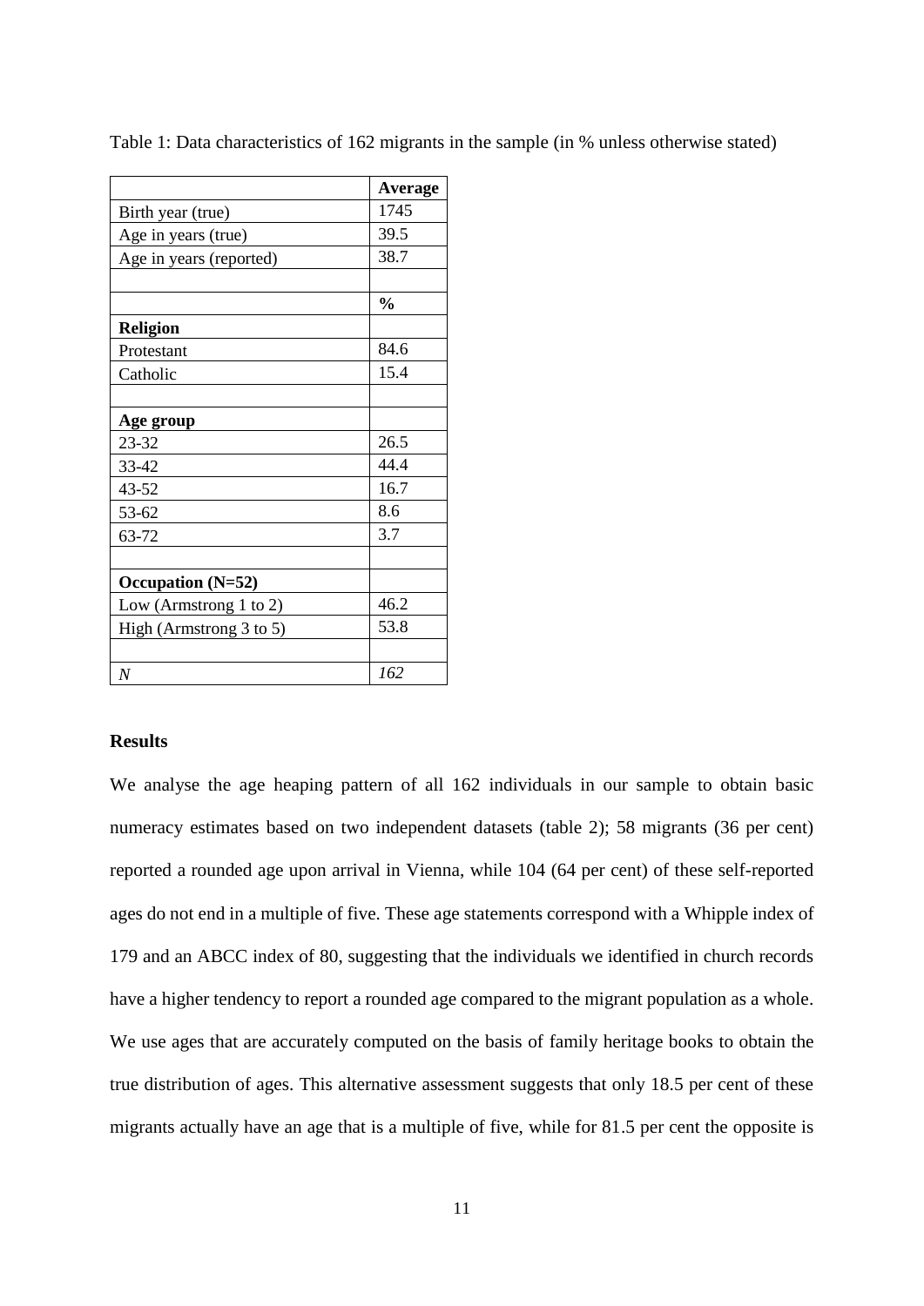Table 1: Data characteristics of 162 migrants in the sample (in % unless otherwise stated)

| | **Average** |
|---|---|
| Birth year (true) | 1745 |
| Age in years (true) | 39.5 |
| Age in years (reported) | 38.7 |
| | |
| | **%** |
| **Religion** | |
| Protestant | 84.6 |
| Catholic | 15.4 |
| | |
| **Age group** | |
| 23-32 | 26.5 |
| 33-42 | 44.4 |
| 43-52 | 16.7 |
| 53-62 | 8.6 |
| 63-72 | 3.7 |
| | |
| **Occupation (N=52)** | |
| Low (Armstrong 1 to 2) | 46.2 |
| High (Armstrong 3 to 5) | 53.8 |
| | |
| *N* | *162* |

## Results

We analyse the age heaping pattern of all 162 individuals in our sample to obtain basic numeracy estimates based on two independent datasets (table 2); 58 migrants (36 per cent) reported a rounded age upon arrival in Vienna, while 104 (64 per cent) of these self-reported ages do not end in a multiple of five. These age statements correspond with a Whipple index of 179 and an ABCC index of 80, suggesting that the individuals we identified in church records have a higher tendency to report a rounded age compared to the migrant population as a whole. We use ages that are accurately computed on the basis of family heritage books to obtain the true distribution of ages. This alternative assessment suggests that only 18.5 per cent of these migrants actually have an age that is a multiple of five, while for 81.5 per cent the opposite is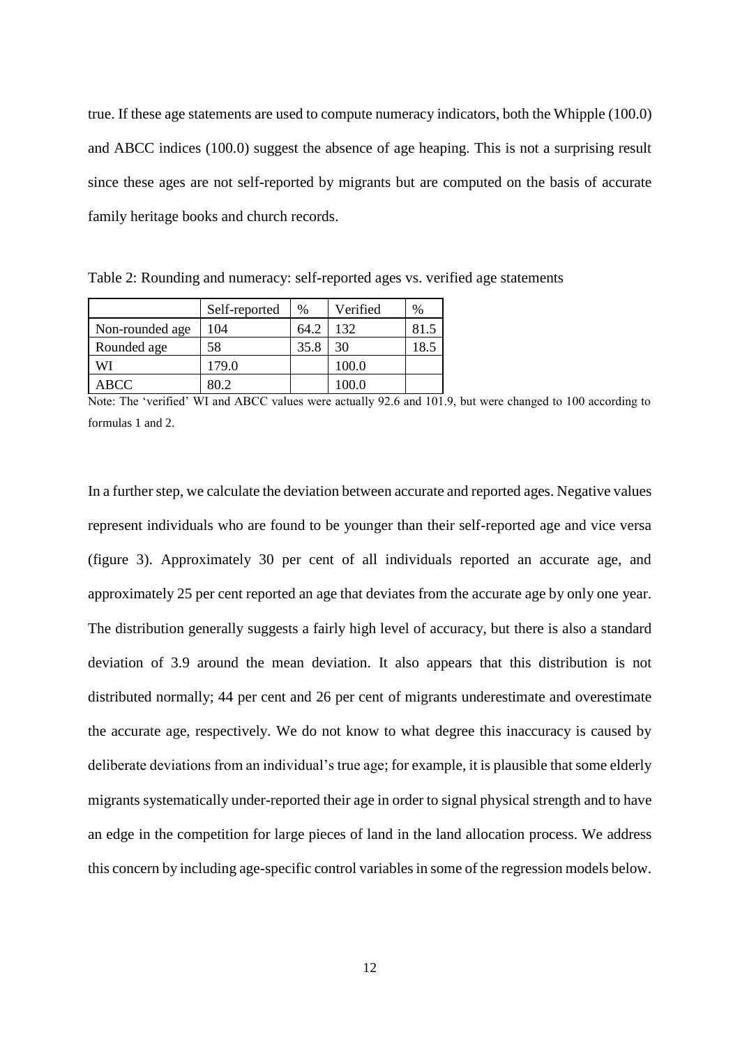true. If these age statements are used to compute numeracy indicators, both the Whipple (100.0) and ABCC indices (100.0) suggest the absence of age heaping. This is not a surprising result since these ages are not self-reported by migrants but are computed on the basis of accurate family heritage books and church records.

Table 2: Rounding and numeracy: self-reported ages vs. verified age statements

| | Self-reported | % | Verified | % |
|---|---|---|---|---|
| Non-rounded age | 104 | 64.2 | 132 | 81.5 |
| Rounded age | 58 | 35.8 | 30 | 18.5 |
| WI | 179.0 | | 100.0 | |
| ABCC | 80.2 | | 100.0 | |

Note: The 'verified' WI and ABCC values were actually 92.6 and 101.9, but were changed to 100 according to formulas 1 and 2.

In a further step, we calculate the deviation between accurate and reported ages. Negative values represent individuals who are found to be younger than their self-reported age and vice versa (figure 3). Approximately 30 per cent of all individuals reported an accurate age, and approximately 25 per cent reported an age that deviates from the accurate age by only one year. The distribution generally suggests a fairly high level of accuracy, but there is also a standard deviation of 3.9 around the mean deviation. It also appears that this distribution is not distributed normally; 44 per cent and 26 per cent of migrants underestimate and overestimate the accurate age, respectively. We do not know to what degree this inaccuracy is caused by deliberate deviations from an individual's true age; for example, it is plausible that some elderly migrants systematically under-reported their age in order to signal physical strength and to have an edge in the competition for large pieces of land in the land allocation process. We address this concern by including age-specific control variables in some of the regression models below.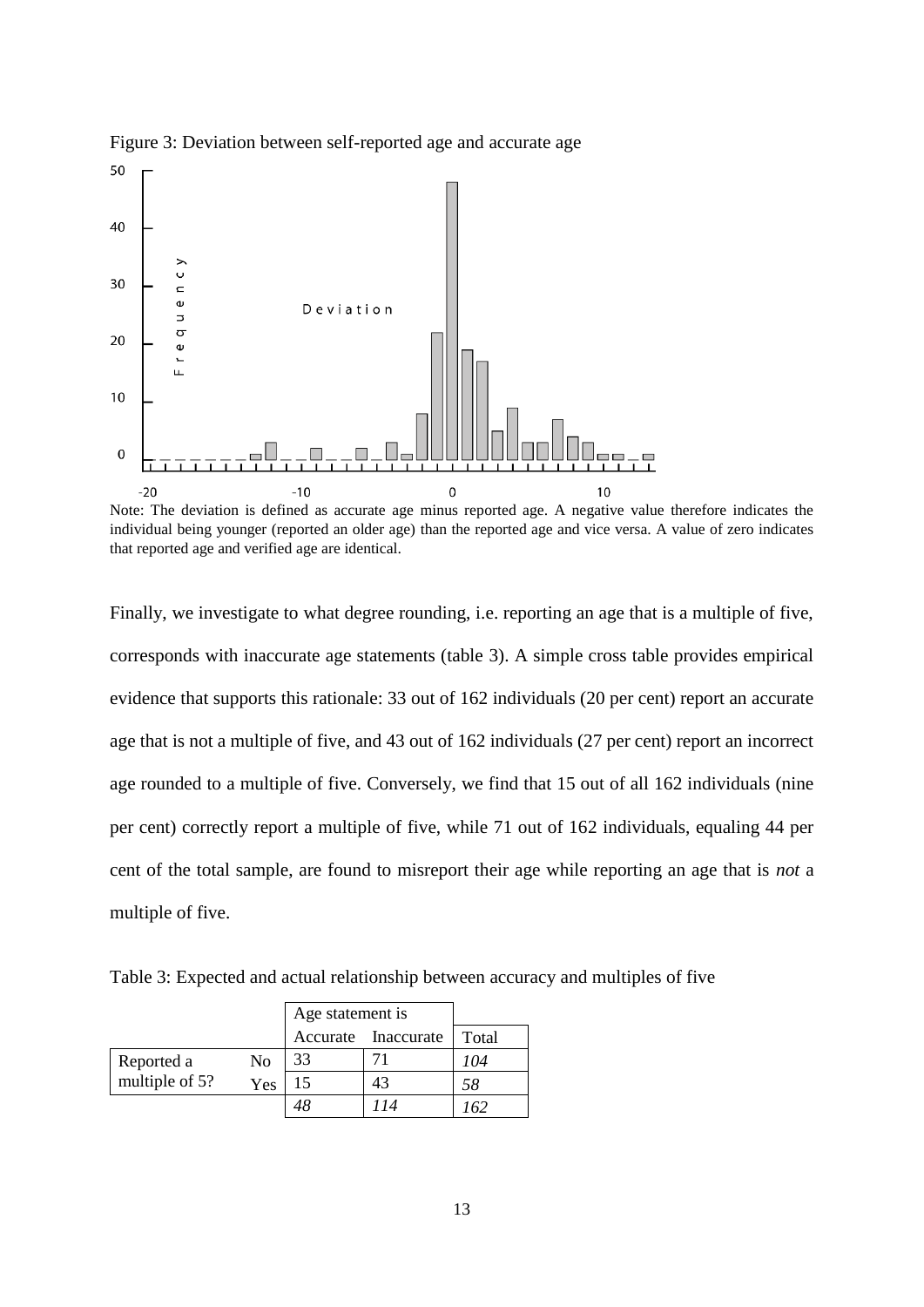Figure 3: Deviation between self-reported age and accurate age

Note: The deviation is defined as accurate age minus reported age. A negative value therefore indicates the individual being younger (reported an older age) than the reported age and vice versa. A value of zero indicates that reported age and verified age are identical.

Finally, we investigate to what degree rounding, i.e. reporting an age that is a multiple of five, corresponds with inaccurate age statements (table 3). A simple cross table provides empirical evidence that supports this rationale: 33 out of 162 individuals (20 per cent) report an accurate age that is not a multiple of five, and 43 out of 162 individuals (27 per cent) report an incorrect age rounded to a multiple of five. Conversely, we find that 15 out of all 162 individuals (nine per cent) correctly report a multiple of five, while 71 out of 162 individuals, equaling 44 per cent of the total sample, are found to misreport their age while reporting an age that is *not* a multiple of five.

Table 3: Expected and actual relationship between accuracy and multiples of five

| | | Age statement is | | |
|---|---|---|---|---|
| | | Accurate | Inaccurate | Total |
| Reported a multiple of 5? | No | 33 | 71 | *104* |
| | Yes | 15 | 43 | *58* |
| | | *48* | *114* | *162* |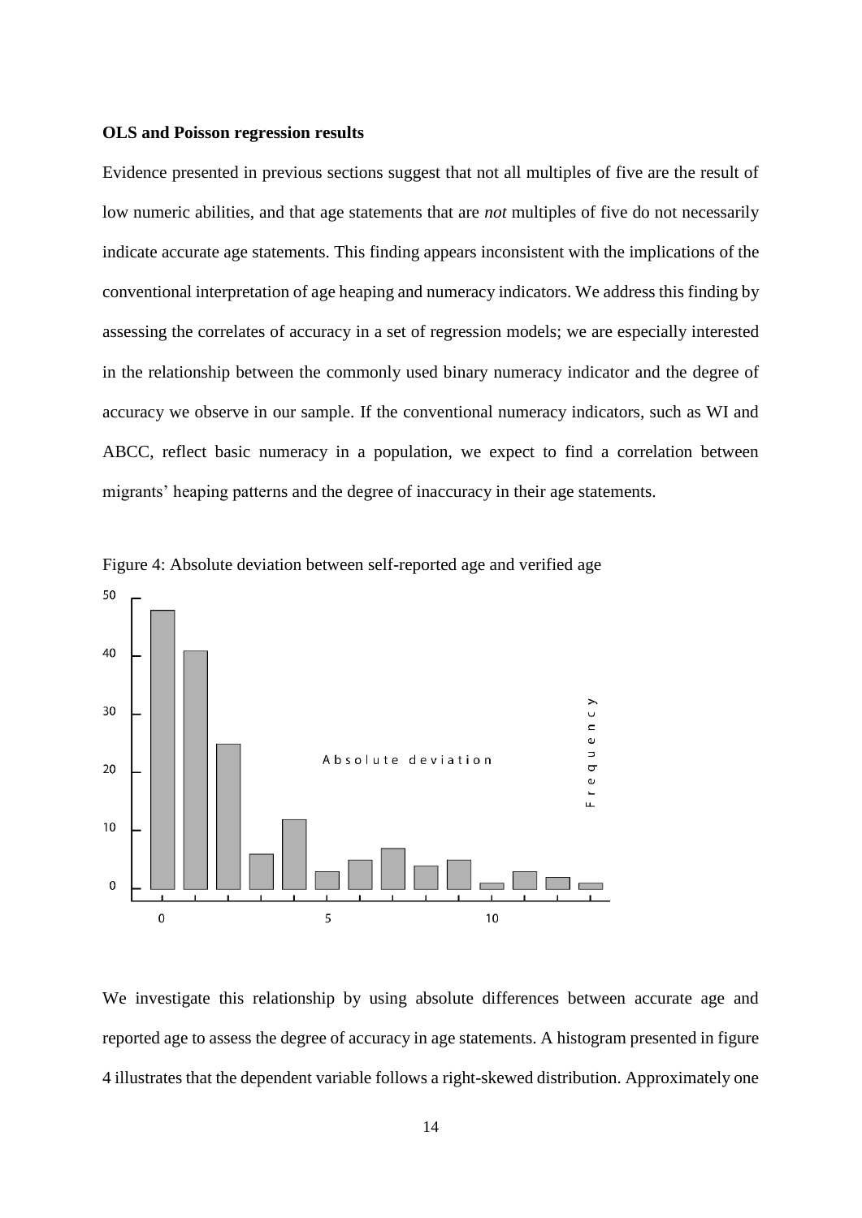**OLS and Poisson regression results**

Evidence presented in previous sections suggest that not all multiples of five are the result of low numeric abilities, and that age statements that are *not* multiples of five do not necessarily indicate accurate age statements. This finding appears inconsistent with the implications of the conventional interpretation of age heaping and numeracy indicators. We address this finding by assessing the correlates of accuracy in a set of regression models; we are especially interested in the relationship between the commonly used binary numeracy indicator and the degree of accuracy we observe in our sample. If the conventional numeracy indicators, such as WI and ABCC, reflect basic numeracy in a population, we expect to find a correlation between migrants' heaping patterns and the degree of inaccuracy in their age statements.

Figure 4: Absolute deviation between self-reported age and verified age

We investigate this relationship by using absolute differences between accurate age and reported age to assess the degree of accuracy in age statements. A histogram presented in figure 4 illustrates that the dependent variable follows a right-skewed distribution. Approximately one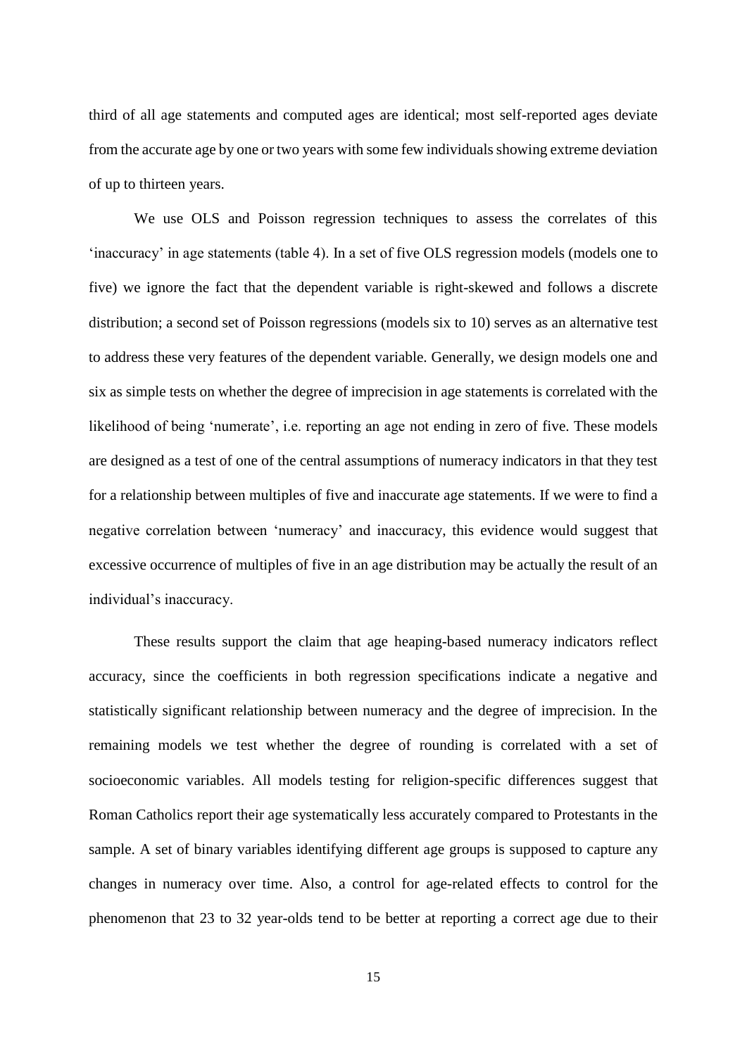third of all age statements and computed ages are identical; most self-reported ages deviate from the accurate age by one or two years with some few individuals showing extreme deviation of up to thirteen years.

We use OLS and Poisson regression techniques to assess the correlates of this 'inaccuracy' in age statements (table 4). In a set of five OLS regression models (models one to five) we ignore the fact that the dependent variable is right-skewed and follows a discrete distribution; a second set of Poisson regressions (models six to 10) serves as an alternative test to address these very features of the dependent variable. Generally, we design models one and six as simple tests on whether the degree of imprecision in age statements is correlated with the likelihood of being 'numerate', i.e. reporting an age not ending in zero of five. These models are designed as a test of one of the central assumptions of numeracy indicators in that they test for a relationship between multiples of five and inaccurate age statements. If we were to find a negative correlation between 'numeracy' and inaccuracy, this evidence would suggest that excessive occurrence of multiples of five in an age distribution may be actually the result of an individual's inaccuracy.

These results support the claim that age heaping-based numeracy indicators reflect accuracy, since the coefficients in both regression specifications indicate a negative and statistically significant relationship between numeracy and the degree of imprecision. In the remaining models we test whether the degree of rounding is correlated with a set of socioeconomic variables. All models testing for religion-specific differences suggest that Roman Catholics report their age systematically less accurately compared to Protestants in the sample. A set of binary variables identifying different age groups is supposed to capture any changes in numeracy over time. Also, a control for age-related effects to control for the phenomenon that 23 to 32 year-olds tend to be better at reporting a correct age due to their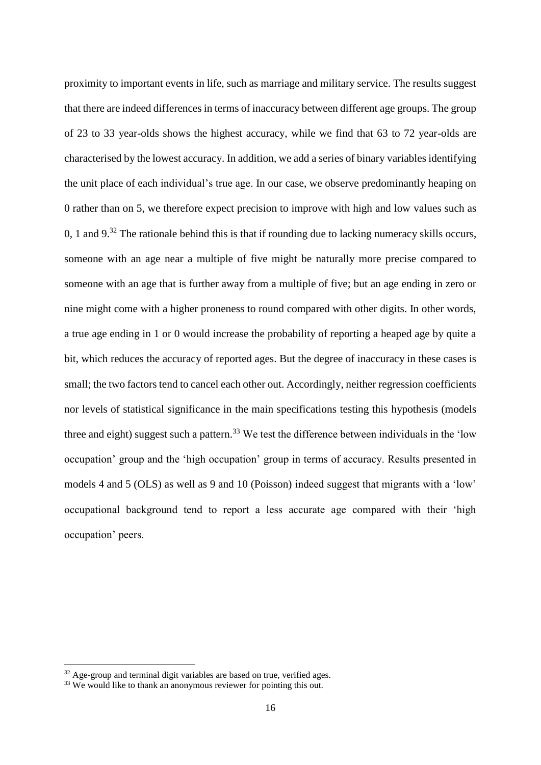proximity to important events in life, such as marriage and military service. The results suggest that there are indeed differences in terms of inaccuracy between different age groups. The group of 23 to 33 year-olds shows the highest accuracy, while we find that 63 to 72 year-olds are characterised by the lowest accuracy. In addition, we add a series of binary variables identifying the unit place of each individual's true age. In our case, we observe predominantly heaping on 0 rather than on 5, we therefore expect precision to improve with high and low values such as 0, 1 and 9.[32] The rationale behind this is that if rounding due to lacking numeracy skills occurs, someone with an age near a multiple of five might be naturally more precise compared to someone with an age that is further away from a multiple of five; but an age ending in zero or nine might come with a higher proneness to round compared with other digits. In other words, a true age ending in 1 or 0 would increase the probability of reporting a heaped age by quite a bit, which reduces the accuracy of reported ages. But the degree of inaccuracy in these cases is small; the two factors tend to cancel each other out. Accordingly, neither regression coefficients nor levels of statistical significance in the main specifications testing this hypothesis (models three and eight) suggest such a pattern.[33] We test the difference between individuals in the 'low occupation' group and the 'high occupation' group in terms of accuracy. Results presented in models 4 and 5 (OLS) as well as 9 and 10 (Poisson) indeed suggest that migrants with a 'low' occupational background tend to report a less accurate age compared with their 'high occupation' peers.

[32] Age-group and terminal digit variables are based on true, verified ages.

[33] We would like to thank an anonymous reviewer for pointing this out.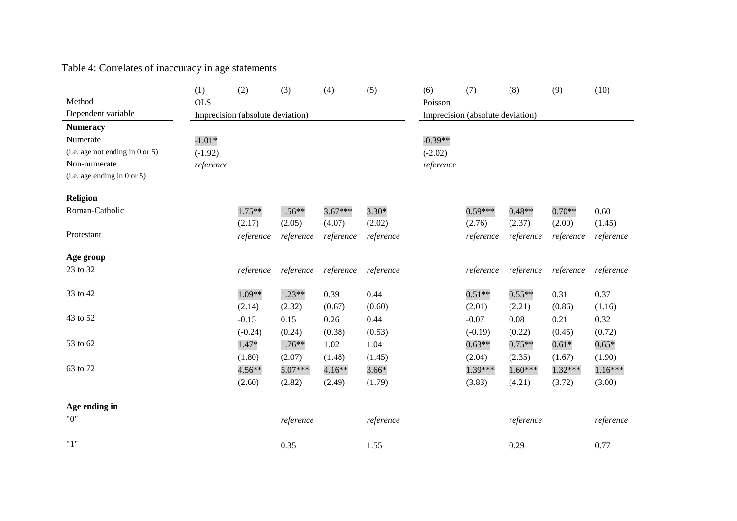Table 4: Correlates of inaccuracy in age statements

| | (1) | (2) | (3) | (4) | (5) | (6) | (7) | (8) | (9) | (10) |
|---|---|---|---|---|---|---|---|---|---|---|
| Method | OLS | | | | | Poisson | | | | |
| Dependent variable | Imprecision (absolute deviation) | | | | | Imprecision (absolute deviation) | | | | |
| **Numeracy** | | | | | | | | | | |
| Numerate | -1.01* | | | | | -0.39** | | | | |
| (i.e. age not ending in 0 or 5) | (-1.92) | | | | | (-2.02) | | | | |
| Non-numerate | *reference* | | | | | *reference* | | | | |
| (i.e. age ending in 0 or 5) | | | | | | | | | | |
| **Religion** | | | | | | | | | | |
| Roman-Catholic | | 1.75** | 1.56** | 3.67*** | 3.30* | | 0.59*** | 0.48** | 0.70** | 0.60 |
| | | (2.17) | (2.05) | (4.07) | (2.02) | | (2.76) | (2.37) | (2.00) | (1.45) |
| Protestant | | *reference* | *reference* | *reference* | *reference* | | *reference* | *reference* | *reference* | *reference* |
| **Age group** | | | | | | | | | | |
| 23 to 32 | | *reference* | *reference* | *reference* | *reference* | | *reference* | *reference* | *reference* | *reference* |
| 33 to 42 | | 1.09** | 1.23** | 0.39 | 0.44 | | 0.51** | 0.55** | 0.31 | 0.37 |
| | | (2.14) | (2.32) | (0.67) | (0.60) | | (2.01) | (2.21) | (0.86) | (1.16) |
| 43 to 52 | | -0.15 | 0.15 | 0.26 | 0.44 | | -0.07 | 0.08 | 0.21 | 0.32 |
| | | (-0.24) | (0.24) | (0.38) | (0.53) | | (-0.19) | (0.22) | (0.45) | (0.72) |
| 53 to 62 | | 1.47* | 1.76** | 1.02 | 1.04 | | 0.63** | 0.75** | 0.61* | 0.65* |
| | | (1.80) | (2.07) | (1.48) | (1.45) | | (2.04) | (2.35) | (1.67) | (1.90) |
| 63 to 72 | | 4.56** | 5.07*** | 4.16** | 3.66* | | 1.39*** | 1.60*** | 1.32*** | 1.16*** |
| | | (2.60) | (2.82) | (2.49) | (1.79) | | (3.83) | (4.21) | (3.72) | (3.00) |
| **Age ending in** | | | | | | | | | | |
| "0" | | | *reference* | | *reference* | | | *reference* | | *reference* |
| "1" | | | 0.35 | | 1.55 | | | 0.29 | | 0.77 |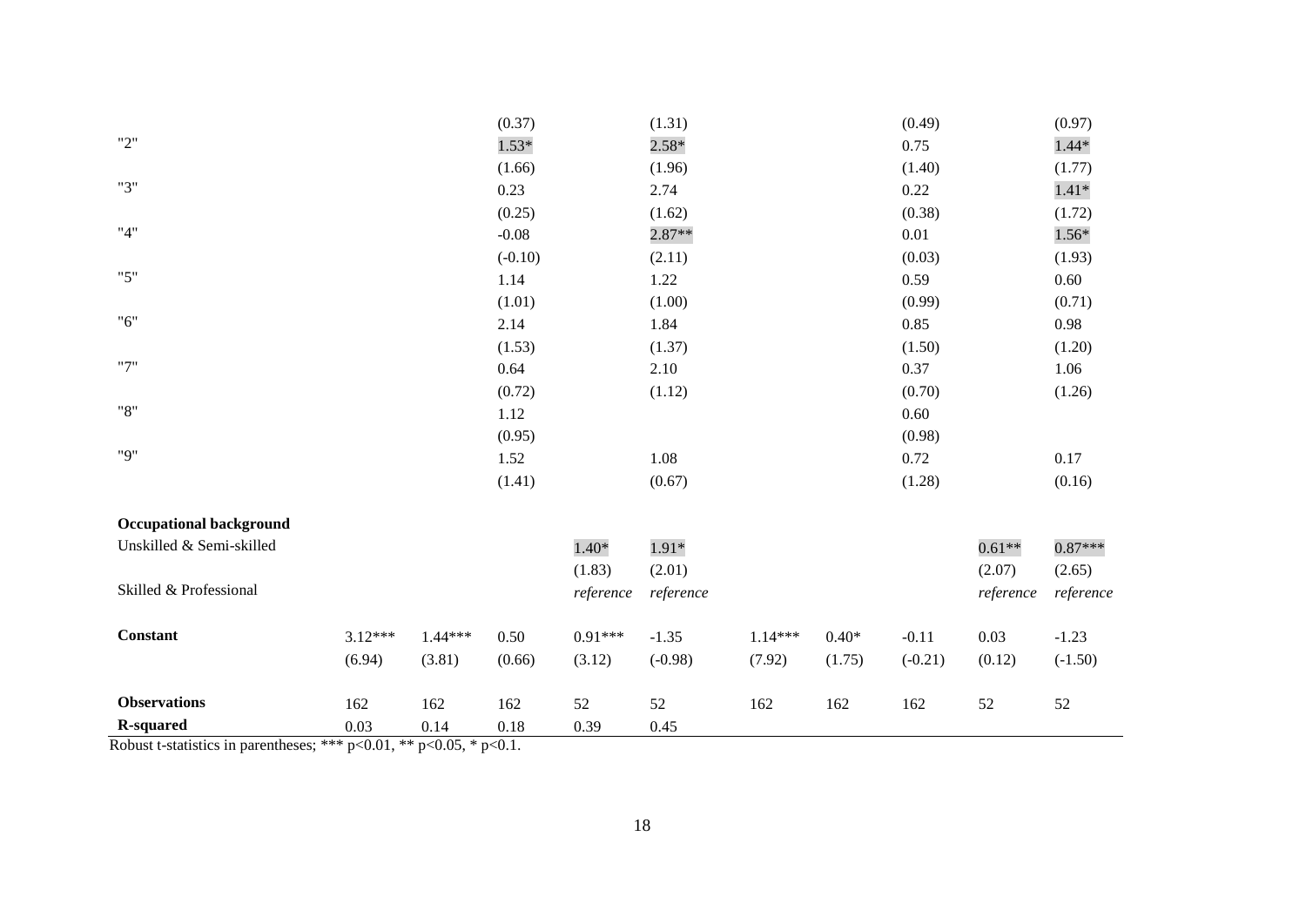| | (1) | (2) | (3) | (4) | (5) | (6) | (7) | (8) | (9) | (10) |
|---|---|---|---|---|---|---|---|---|---|---|
| | | | (0.37) | | (1.31) | | | (0.49) | | (0.97) |
| "2" | | | 1.53* | | 2.58* | | | 0.75 | | 1.44* |
| | | | (1.66) | | (1.96) | | | (1.40) | | (1.77) |
| "3" | | | 0.23 | | 2.74 | | | 0.22 | | 1.41* |
| | | | (0.25) | | (1.62) | | | (0.38) | | (1.72) |
| "4" | | | -0.08 | | 2.87** | | | 0.01 | | 1.56* |
| | | | (-0.10) | | (2.11) | | | (0.03) | | (1.93) |
| "5" | | | 1.14 | | 1.22 | | | 0.59 | | 0.60 |
| | | | (1.01) | | (1.00) | | | (0.99) | | (0.71) |
| "6" | | | 2.14 | | 1.84 | | | 0.85 | | 0.98 |
| | | | (1.53) | | (1.37) | | | (1.50) | | (1.20) |
| "7" | | | 0.64 | | 2.10 | | | 0.37 | | 1.06 |
| | | | (0.72) | | (1.12) | | | (0.70) | | (1.26) |
| "8" | | | 1.12 | | | | | 0.60 | | |
| | | | (0.95) | | | | | (0.98) | | |
| "9" | | | 1.52 | | 1.08 | | | 0.72 | | 0.17 |
| | | | (1.41) | | (0.67) | | | (1.28) | | (0.16) |
| **Occupational background** | | | | | | | | | | |
| Unskilled & Semi-skilled | | | | 1.40* | 1.91* | | | | 0.61** | 0.87*** |
| | | | | (1.83) | (2.01) | | | | (2.07) | (2.65) |
| Skilled & Professional | | | | *reference* | *reference* | | | | *reference* | *reference* |
| **Constant** | 3.12*** | 1.44*** | 0.50 | 0.91*** | -1.35 | 1.14*** | 0.40* | -0.11 | 0.03 | -1.23 |
| | (6.94) | (3.81) | (0.66) | (3.12) | (-0.98) | (7.92) | (1.75) | (-0.21) | (0.12) | (-1.50) |
| **Observations** | 162 | 162 | 162 | 52 | 52 | 162 | 162 | 162 | 52 | 52 |
| **R-squared** | 0.03 | 0.14 | 0.18 | 0.39 | 0.45 | | | | | |

Robust t-statistics in parentheses; *** p<0.01, ** p<0.05, * p<0.1.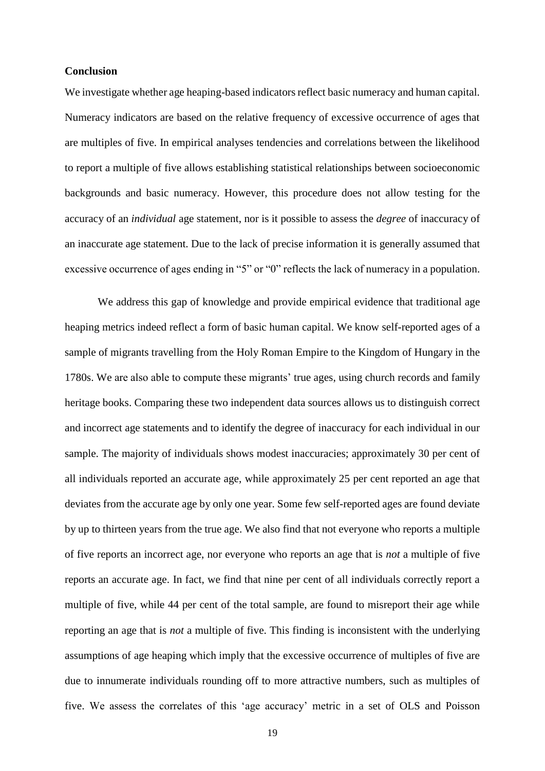**Conclusion**

We investigate whether age heaping-based indicators reflect basic numeracy and human capital. Numeracy indicators are based on the relative frequency of excessive occurrence of ages that are multiples of five. In empirical analyses tendencies and correlations between the likelihood to report a multiple of five allows establishing statistical relationships between socioeconomic backgrounds and basic numeracy. However, this procedure does not allow testing for the accuracy of an *individual* age statement, nor is it possible to assess the *degree* of inaccuracy of an inaccurate age statement. Due to the lack of precise information it is generally assumed that excessive occurrence of ages ending in "5" or "0" reflects the lack of numeracy in a population.

We address this gap of knowledge and provide empirical evidence that traditional age heaping metrics indeed reflect a form of basic human capital. We know self-reported ages of a sample of migrants travelling from the Holy Roman Empire to the Kingdom of Hungary in the 1780s. We are also able to compute these migrants' true ages, using church records and family heritage books. Comparing these two independent data sources allows us to distinguish correct and incorrect age statements and to identify the degree of inaccuracy for each individual in our sample. The majority of individuals shows modest inaccuracies; approximately 30 per cent of all individuals reported an accurate age, while approximately 25 per cent reported an age that deviates from the accurate age by only one year. Some few self-reported ages are found deviate by up to thirteen years from the true age. We also find that not everyone who reports a multiple of five reports an incorrect age, nor everyone who reports an age that is *not* a multiple of five reports an accurate age. In fact, we find that nine per cent of all individuals correctly report a multiple of five, while 44 per cent of the total sample, are found to misreport their age while reporting an age that is *not* a multiple of five. This finding is inconsistent with the underlying assumptions of age heaping which imply that the excessive occurrence of multiples of five are due to innumerate individuals rounding off to more attractive numbers, such as multiples of five. We assess the correlates of this 'age accuracy' metric in a set of OLS and Poisson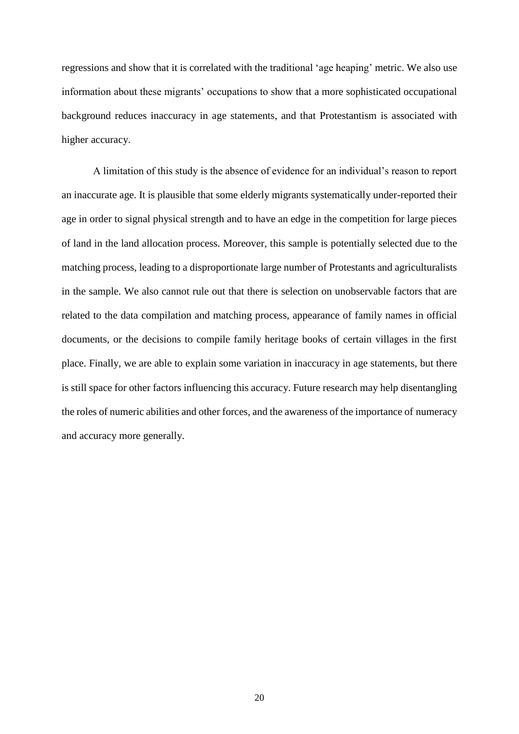regressions and show that it is correlated with the traditional 'age heaping' metric. We also use information about these migrants' occupations to show that a more sophisticated occupational background reduces inaccuracy in age statements, and that Protestantism is associated with higher accuracy.

A limitation of this study is the absence of evidence for an individual's reason to report an inaccurate age. It is plausible that some elderly migrants systematically under-reported their age in order to signal physical strength and to have an edge in the competition for large pieces of land in the land allocation process. Moreover, this sample is potentially selected due to the matching process, leading to a disproportionate large number of Protestants and agriculturalists in the sample. We also cannot rule out that there is selection on unobservable factors that are related to the data compilation and matching process, appearance of family names in official documents, or the decisions to compile family heritage books of certain villages in the first place. Finally, we are able to explain some variation in inaccuracy in age statements, but there is still space for other factors influencing this accuracy. Future research may help disentangling the roles of numeric abilities and other forces, and the awareness of the importance of numeracy and accuracy more generally.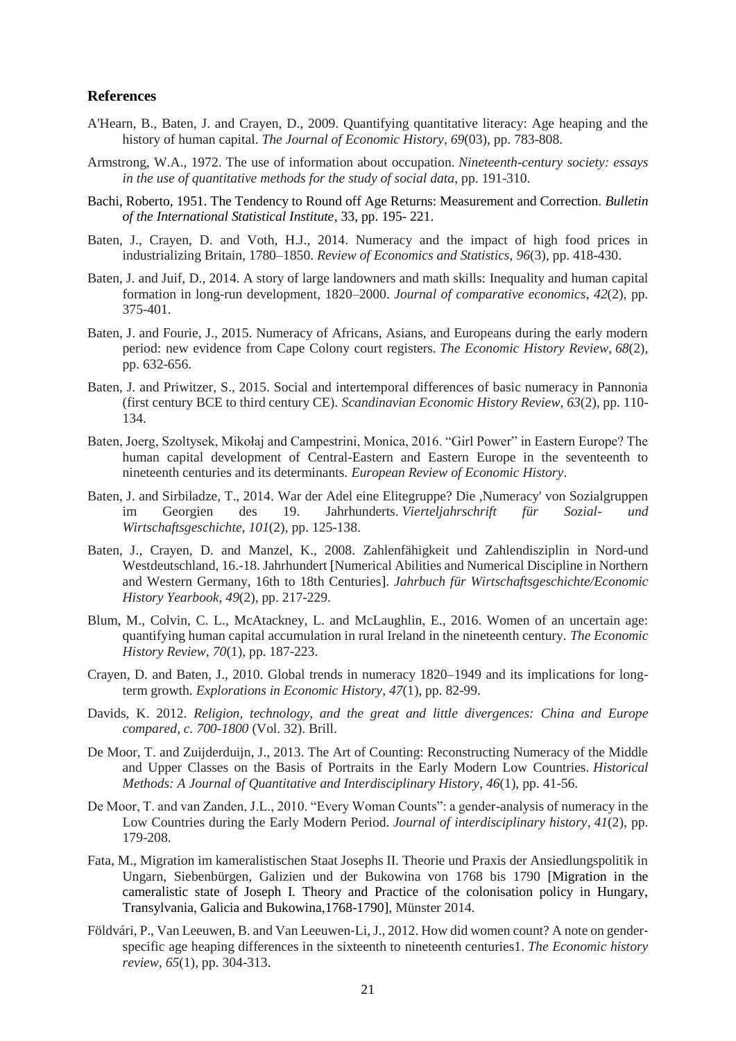## References

A'Hearn, B., Baten, J. and Crayen, D., 2009. Quantifying quantitative literacy: Age heaping and the history of human capital. *The Journal of Economic History*, *69*(03), pp. 783-808.

Armstrong, W.A., 1972. The use of information about occupation. *Nineteenth-century society: essays in the use of quantitative methods for the study of social data*, pp. 191-310.

Bachi, Roberto, 1951. The Tendency to Round off Age Returns: Measurement and Correction. *Bulletin of the International Statistical Institute*, 33, pp. 195- 221.

Baten, J., Crayen, D. and Voth, H.J., 2014. Numeracy and the impact of high food prices in industrializing Britain, 1780–1850. *Review of Economics and Statistics*, *96*(3), pp. 418-430.

Baten, J. and Juif, D., 2014. A story of large landowners and math skills: Inequality and human capital formation in long-run development, 1820–2000. *Journal of comparative economics*, *42*(2), pp. 375-401.

Baten, J. and Fourie, J., 2015. Numeracy of Africans, Asians, and Europeans during the early modern period: new evidence from Cape Colony court registers. *The Economic History Review*, *68*(2), pp. 632-656.

Baten, J. and Priwitzer, S., 2015. Social and intertemporal differences of basic numeracy in Pannonia (first century BCE to third century CE). *Scandinavian Economic History Review*, *63*(2), pp. 110-134.

Baten, Joerg, Szoltysek, Mikołaj and Campestrini, Monica, 2016. "Girl Power" in Eastern Europe? The human capital development of Central-Eastern and Eastern Europe in the seventeenth to nineteenth centuries and its determinants. *European Review of Economic History*.

Baten, J. and Sirbiladze, T., 2014. War der Adel eine Elitegruppe? Die ‚Numeracy' von Sozialgruppen im Georgien des 19. Jahrhunderts. *Vierteljahrschrift für Sozial- und Wirtschaftsgeschichte*, *101*(2), pp. 125-138.

Baten, J., Crayen, D. and Manzel, K., 2008. Zahlenfähigkeit und Zahlendisziplin in Nord-und Westdeutschland, 16.-18. Jahrhundert [Numerical Abilities and Numerical Discipline in Northern and Western Germany, 16th to 18th Centuries]. *Jahrbuch für Wirtschaftsgeschichte/Economic History Yearbook*, *49*(2), pp. 217-229.

Blum, M., Colvin, C. L., McAtackney, L. and McLaughlin, E., 2016. Women of an uncertain age: quantifying human capital accumulation in rural Ireland in the nineteenth century. *The Economic History Review, 70*(1), pp. 187-223.

Crayen, D. and Baten, J., 2010. Global trends in numeracy 1820–1949 and its implications for long-term growth. *Explorations in Economic History*, *47*(1), pp. 82-99.

Davids, K. 2012. *Religion, technology, and the great and little divergences: China and Europe compared, c. 700-1800* (Vol. 32). Brill.

De Moor, T. and Zuijderduijn, J., 2013. The Art of Counting: Reconstructing Numeracy of the Middle and Upper Classes on the Basis of Portraits in the Early Modern Low Countries. *Historical Methods: A Journal of Quantitative and Interdisciplinary History*, *46*(1), pp. 41-56.

De Moor, T. and van Zanden, J.L., 2010. "Every Woman Counts": a gender-analysis of numeracy in the Low Countries during the Early Modern Period. *Journal of interdisciplinary history*, *41*(2), pp. 179-208.

Fata, M., Migration im kameralistischen Staat Josephs II. Theorie und Praxis der Ansiedlungspolitik in Ungarn, Siebenbürgen, Galizien und der Bukowina von 1768 bis 1790 [Migration in the cameralistic state of Joseph I. Theory and Practice of the colonisation policy in Hungary, Transylvania, Galicia and Bukowina,1768-1790], Münster 2014.

Földvári, P., Van Leeuwen, B. and Van Leeuwen‐Li, J., 2012. How did women count? A note on gender‐specific age heaping differences in the sixteenth to nineteenth centuries1. *The Economic history review*, *65*(1), pp. 304-313.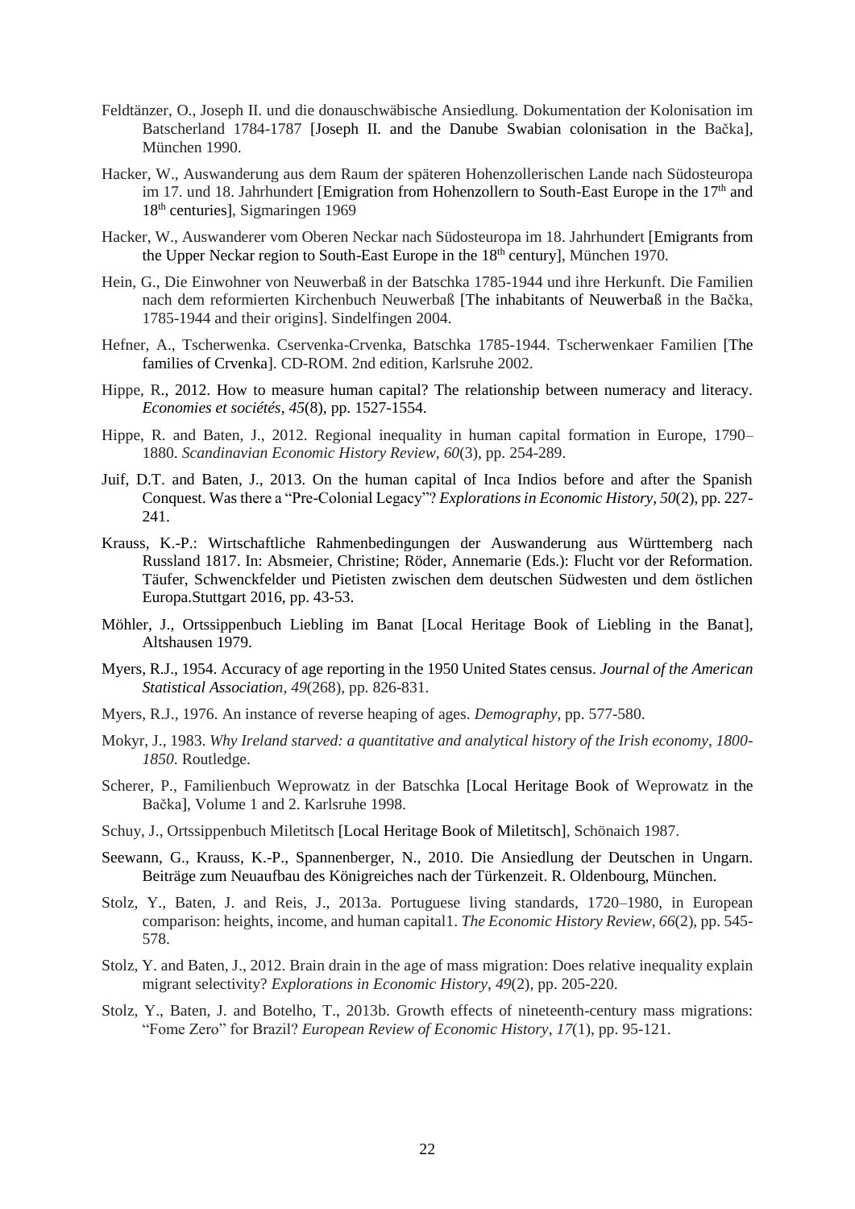Feldtänzer, O., Joseph II. und die donauschwäbische Ansiedlung. Dokumentation der Kolonisation im Batscherland 1784-1787 [Joseph II. and the Danube Swabian colonisation in the Bačka], München 1990.

Hacker, W., Auswanderung aus dem Raum der späteren Hohenzollerischen Lande nach Südosteuropa im 17. und 18. Jahrhundert [Emigration from Hohenzollern to South-East Europe in the 17th and 18th centuries], Sigmaringen 1969

Hacker, W., Auswanderer vom Oberen Neckar nach Südosteuropa im 18. Jahrhundert [Emigrants from the Upper Neckar region to South-East Europe in the 18th century], München 1970.

Hein, G., Die Einwohner von Neuwerbaß in der Batschka 1785-1944 und ihre Herkunft. Die Familien nach dem reformierten Kirchenbuch Neuwerbaß [The inhabitants of Neuwerbaß in the Bačka, 1785-1944 and their origins]. Sindelfingen 2004.

Hefner, A., Tscherwenka. Cservenka-Crvenka, Batschka 1785-1944. Tscherwenkaer Familien [The families of Crvenka]. CD-ROM. 2nd edition, Karlsruhe 2002.

Hippe, R., 2012. How to measure human capital? The relationship between numeracy and literacy. *Economies et sociétés*, *45*(8), pp. 1527-1554.

Hippe, R. and Baten, J., 2012. Regional inequality in human capital formation in Europe, 1790–1880. *Scandinavian Economic History Review*, *60*(3), pp. 254-289.

Juif, D.T. and Baten, J., 2013. On the human capital of Inca Indios before and after the Spanish Conquest. Was there a "Pre-Colonial Legacy"? *Explorations in Economic History*, *50*(2), pp. 227-241.

Krauss, K.-P.: Wirtschaftliche Rahmenbedingungen der Auswanderung aus Württemberg nach Russland 1817. In: Absmeier, Christine; Röder, Annemarie (Eds.): Flucht vor der Reformation. Täufer, Schwenckfelder und Pietisten zwischen dem deutschen Südwesten und dem östlichen Europa.Stuttgart 2016, pp. 43-53.

Möhler, J., Ortssippenbuch Liebling im Banat [Local Heritage Book of Liebling in the Banat], Altshausen 1979.

Myers, R.J., 1954. Accuracy of age reporting in the 1950 United States census. *Journal of the American Statistical Association*, *49*(268), pp. 826-831.

Myers, R.J., 1976. An instance of reverse heaping of ages. *Demography*, pp. 577-580.

Mokyr, J., 1983. *Why Ireland starved: a quantitative and analytical history of the Irish economy, 1800-1850*. Routledge.

Scherer, P., Familienbuch Weprowatz in der Batschka [Local Heritage Book of Weprowatz in the Bačka], Volume 1 and 2. Karlsruhe 1998.

Schuy, J., Ortssippenbuch Miletitsch [Local Heritage Book of Miletitsch], Schönaich 1987.

Seewann, G., Krauss, K.-P., Spannenberger, N., 2010. Die Ansiedlung der Deutschen in Ungarn. Beiträge zum Neuaufbau des Königreiches nach der Türkenzeit. R. Oldenbourg, München.

Stolz, Y., Baten, J. and Reis, J., 2013a. Portuguese living standards, 1720–1980, in European comparison: heights, income, and human capital1. *The Economic History Review*, *66*(2), pp. 545-578.

Stolz, Y. and Baten, J., 2012. Brain drain in the age of mass migration: Does relative inequality explain migrant selectivity? *Explorations in Economic History*, *49*(2), pp. 205-220.

Stolz, Y., Baten, J. and Botelho, T., 2013b. Growth effects of nineteenth-century mass migrations: "Fome Zero" for Brazil? *European Review of Economic History*, *17*(1), pp. 95-121.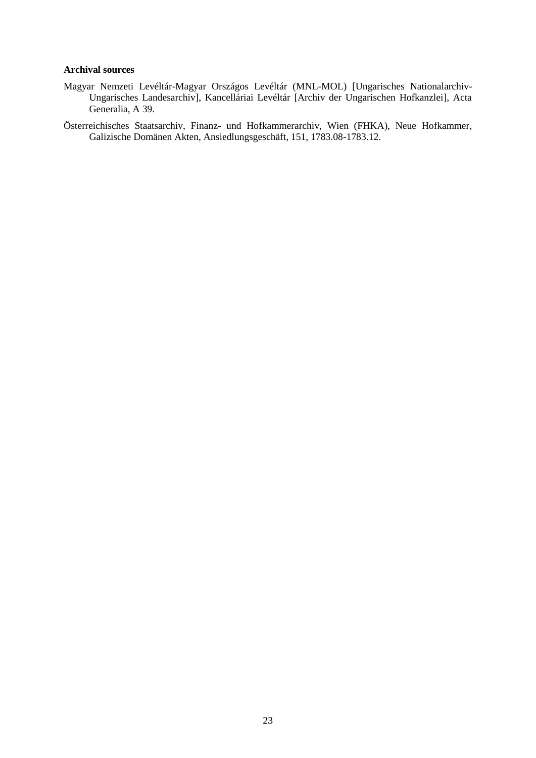**Archival sources**

Magyar Nemzeti Levéltár-Magyar Országos Levéltár (MNL-MOL) [Ungarisches Nationalarchiv-Ungarisches Landesarchiv], Kancelláriai Levéltár [Archiv der Ungarischen Hofkanzlei], Acta Generalia, A 39.

Österreichisches Staatsarchiv, Finanz- und Hofkammerarchiv, Wien (FHKA), Neue Hofkammer, Galizische Domänen Akten, Ansiedlungsgeschäft, 151, 1783.08-1783.12.